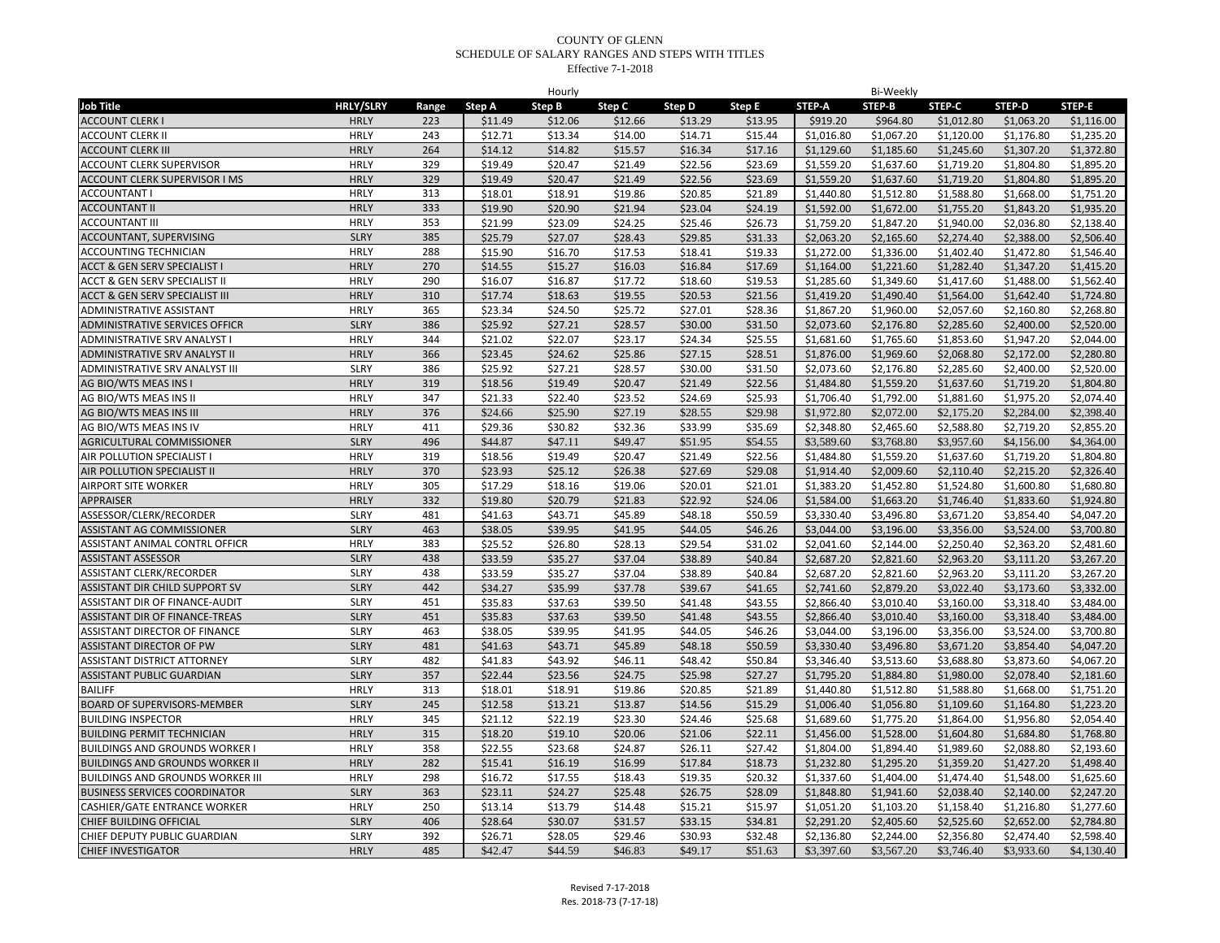COUNTY OF GLENN
SCHEDULE OF SALARY RANGES AND STEPS WITH TITLES
Effective 7-1-2018

| | | | Hourly | | | | | Bi-Weekly | | | | |
|---|---|---|---|---|---|---|---|---|---|---|---|---|
| Job Title | HRLY/SLRY | Range | Step A | Step B | Step C | Step D | Step E | STEP-A | STEP-B | STEP-C | STEP-D | STEP-E |
| ACCOUNT CLERK I | HRLY | 223 | $11.49 | $12.06 | $12.66 | $13.29 | $13.95 | $919.20 | $964.80 | $1,012.80 | $1,063.20 | $1,116.00 |
| ACCOUNT CLERK II | HRLY | 243 | $12.71 | $13.34 | $14.00 | $14.71 | $15.44 | $1,016.80 | $1,067.20 | $1,120.00 | $1,176.80 | $1,235.20 |
| ACCOUNT CLERK III | HRLY | 264 | $14.12 | $14.82 | $15.57 | $16.34 | $17.16 | $1,129.60 | $1,185.60 | $1,245.60 | $1,307.20 | $1,372.80 |
| ACCOUNT CLERK SUPERVISOR | HRLY | 329 | $19.49 | $20.47 | $21.49 | $22.56 | $23.69 | $1,559.20 | $1,637.60 | $1,719.20 | $1,804.80 | $1,895.20 |
| ACCOUNT CLERK SUPERVISOR I MS | HRLY | 329 | $19.49 | $20.47 | $21.49 | $22.56 | $23.69 | $1,559.20 | $1,637.60 | $1,719.20 | $1,804.80 | $1,895.20 |
| ACCOUNTANT I | HRLY | 313 | $18.01 | $18.91 | $19.86 | $20.85 | $21.89 | $1,440.80 | $1,512.80 | $1,588.80 | $1,668.00 | $1,751.20 |
| ACCOUNTANT II | HRLY | 333 | $19.90 | $20.90 | $21.94 | $23.04 | $24.19 | $1,592.00 | $1,672.00 | $1,755.20 | $1,843.20 | $1,935.20 |
| ACCOUNTANT III | HRLY | 353 | $21.99 | $23.09 | $24.25 | $25.46 | $26.73 | $1,759.20 | $1,847.20 | $1,940.00 | $2,036.80 | $2,138.40 |
| ACCOUNTANT, SUPERVISING | SLRY | 385 | $25.79 | $27.07 | $28.43 | $29.85 | $31.33 | $2,063.20 | $2,165.60 | $2,274.40 | $2,388.00 | $2,506.40 |
| ACCOUNTING TECHNICIAN | HRLY | 288 | $15.90 | $16.70 | $17.53 | $18.41 | $19.33 | $1,272.00 | $1,336.00 | $1,402.40 | $1,472.80 | $1,546.40 |
| ACCT & GEN SERV SPECIALIST I | HRLY | 270 | $14.55 | $15.27 | $16.03 | $16.84 | $17.69 | $1,164.00 | $1,221.60 | $1,282.40 | $1,347.20 | $1,415.20 |
| ACCT & GEN SERV SPECIALIST II | HRLY | 290 | $16.07 | $16.87 | $17.72 | $18.60 | $19.53 | $1,285.60 | $1,349.60 | $1,417.60 | $1,488.00 | $1,562.40 |
| ACCT & GEN SERV SPECIALIST III | HRLY | 310 | $17.74 | $18.63 | $19.55 | $20.53 | $21.56 | $1,419.20 | $1,490.40 | $1,564.00 | $1,642.40 | $1,724.80 |
| ADMINISTRATIVE ASSISTANT | HRLY | 365 | $23.34 | $24.50 | $25.72 | $27.01 | $28.36 | $1,867.20 | $1,960.00 | $2,057.60 | $2,160.80 | $2,268.80 |
| ADMINISTRATIVE SERVICES OFFICR | SLRY | 386 | $25.92 | $27.21 | $28.57 | $30.00 | $31.50 | $2,073.60 | $2,176.80 | $2,285.60 | $2,400.00 | $2,520.00 |
| ADMINISTRATIVE SRV ANALYST I | HRLY | 344 | $21.02 | $22.07 | $23.17 | $24.34 | $25.55 | $1,681.60 | $1,765.60 | $1,853.60 | $1,947.20 | $2,044.00 |
| ADMINISTRATIVE SRV ANALYST II | HRLY | 366 | $23.45 | $24.62 | $25.86 | $27.15 | $28.51 | $1,876.00 | $1,969.60 | $2,068.80 | $2,172.00 | $2,280.80 |
| ADMINISTRATIVE SRV ANALYST III | SLRY | 386 | $25.92 | $27.21 | $28.57 | $30.00 | $31.50 | $2,073.60 | $2,176.80 | $2,285.60 | $2,400.00 | $2,520.00 |
| AG BIO/WTS MEAS INS I | HRLY | 319 | $18.56 | $19.49 | $20.47 | $21.49 | $22.56 | $1,484.80 | $1,559.20 | $1,637.60 | $1,719.20 | $1,804.80 |
| AG BIO/WTS MEAS INS II | HRLY | 347 | $21.33 | $22.40 | $23.52 | $24.69 | $25.93 | $1,706.40 | $1,792.00 | $1,881.60 | $1,975.20 | $2,074.40 |
| AG BIO/WTS MEAS INS III | HRLY | 376 | $24.66 | $25.90 | $27.19 | $28.55 | $29.98 | $1,972.80 | $2,072.00 | $2,175.20 | $2,284.00 | $2,398.40 |
| AG BIO/WTS MEAS INS IV | HRLY | 411 | $29.36 | $30.82 | $32.36 | $33.99 | $35.69 | $2,348.80 | $2,465.60 | $2,588.80 | $2,719.20 | $2,855.20 |
| AGRICULTURAL COMMISSIONER | SLRY | 496 | $44.87 | $47.11 | $49.47 | $51.95 | $54.55 | $3,589.60 | $3,768.80 | $3,957.60 | $4,156.00 | $4,364.00 |
| AIR POLLUTION SPECIALIST I | HRLY | 319 | $18.56 | $19.49 | $20.47 | $21.49 | $22.56 | $1,484.80 | $1,559.20 | $1,637.60 | $1,719.20 | $1,804.80 |
| AIR POLLUTION SPECIALIST II | HRLY | 370 | $23.93 | $25.12 | $26.38 | $27.69 | $29.08 | $1,914.40 | $2,009.60 | $2,110.40 | $2,215.20 | $2,326.40 |
| AIRPORT SITE WORKER | HRLY | 305 | $17.29 | $18.16 | $19.06 | $20.01 | $21.01 | $1,383.20 | $1,452.80 | $1,524.80 | $1,600.80 | $1,680.80 |
| APPRAISER | HRLY | 332 | $19.80 | $20.79 | $21.83 | $22.92 | $24.06 | $1,584.00 | $1,663.20 | $1,746.40 | $1,833.60 | $1,924.80 |
| ASSESSOR/CLERK/RECORDER | SLRY | 481 | $41.63 | $43.71 | $45.89 | $48.18 | $50.59 | $3,330.40 | $3,496.80 | $3,671.20 | $3,854.40 | $4,047.20 |
| ASSISTANT AG COMMISSIONER | SLRY | 463 | $38.05 | $39.95 | $41.95 | $44.05 | $46.26 | $3,044.00 | $3,196.00 | $3,356.00 | $3,524.00 | $3,700.80 |
| ASSISTANT ANIMAL CONTRL OFFICR | HRLY | 383 | $25.52 | $26.80 | $28.13 | $29.54 | $31.02 | $2,041.60 | $2,144.00 | $2,250.40 | $2,363.20 | $2,481.60 |
| ASSISTANT ASSESSOR | SLRY | 438 | $33.59 | $35.27 | $37.04 | $38.89 | $40.84 | $2,687.20 | $2,821.60 | $2,963.20 | $3,111.20 | $3,267.20 |
| ASSISTANT CLERK/RECORDER | SLRY | 438 | $33.59 | $35.27 | $37.04 | $38.89 | $40.84 | $2,687.20 | $2,821.60 | $2,963.20 | $3,111.20 | $3,267.20 |
| ASSISTANT DIR CHILD SUPPORT SV | SLRY | 442 | $34.27 | $35.99 | $37.78 | $39.67 | $41.65 | $2,741.60 | $2,879.20 | $3,022.40 | $3,173.60 | $3,332.00 |
| ASSISTANT DIR OF FINANCE-AUDIT | SLRY | 451 | $35.83 | $37.63 | $39.50 | $41.48 | $43.55 | $2,866.40 | $3,010.40 | $3,160.00 | $3,318.40 | $3,484.00 |
| ASSISTANT DIR OF FINANCE-TREAS | SLRY | 451 | $35.83 | $37.63 | $39.50 | $41.48 | $43.55 | $2,866.40 | $3,010.40 | $3,160.00 | $3,318.40 | $3,484.00 |
| ASSISTANT DIRECTOR OF FINANCE | SLRY | 463 | $38.05 | $39.95 | $41.95 | $44.05 | $46.26 | $3,044.00 | $3,196.00 | $3,356.00 | $3,524.00 | $3,700.80 |
| ASSISTANT DIRECTOR OF PW | SLRY | 481 | $41.63 | $43.71 | $45.89 | $48.18 | $50.59 | $3,330.40 | $3,496.80 | $3,671.20 | $3,854.40 | $4,047.20 |
| ASSISTANT DISTRICT ATTORNEY | SLRY | 482 | $41.83 | $43.92 | $46.11 | $48.42 | $50.84 | $3,346.40 | $3,513.60 | $3,688.80 | $3,873.60 | $4,067.20 |
| ASSISTANT PUBLIC GUARDIAN | SLRY | 357 | $22.44 | $23.56 | $24.75 | $25.98 | $27.27 | $1,795.20 | $1,884.80 | $1,980.00 | $2,078.40 | $2,181.60 |
| BAILIFF | HRLY | 313 | $18.01 | $18.91 | $19.86 | $20.85 | $21.89 | $1,440.80 | $1,512.80 | $1,588.80 | $1,668.00 | $1,751.20 |
| BOARD OF SUPERVISORS-MEMBER | SLRY | 245 | $12.58 | $13.21 | $13.87 | $14.56 | $15.29 | $1,006.40 | $1,056.80 | $1,109.60 | $1,164.80 | $1,223.20 |
| BUILDING INSPECTOR | HRLY | 345 | $21.12 | $22.19 | $23.30 | $24.46 | $25.68 | $1,689.60 | $1,775.20 | $1,864.00 | $1,956.80 | $2,054.40 |
| BUILDING PERMIT TECHNICIAN | HRLY | 315 | $18.20 | $19.10 | $20.06 | $21.06 | $22.11 | $1,456.00 | $1,528.00 | $1,604.80 | $1,684.80 | $1,768.80 |
| BUILDINGS AND GROUNDS WORKER I | HRLY | 358 | $22.55 | $23.68 | $24.87 | $26.11 | $27.42 | $1,804.00 | $1,894.40 | $1,989.60 | $2,088.80 | $2,193.60 |
| BUILDINGS AND GROUNDS WORKER II | HRLY | 282 | $15.41 | $16.19 | $16.99 | $17.84 | $18.73 | $1,232.80 | $1,295.20 | $1,359.20 | $1,427.20 | $1,498.40 |
| BUILDINGS AND GROUNDS WORKER III | HRLY | 298 | $16.72 | $17.55 | $18.43 | $19.35 | $20.32 | $1,337.60 | $1,404.00 | $1,474.40 | $1,548.00 | $1,625.60 |
| BUSINESS SERVICES COORDINATOR | SLRY | 363 | $23.11 | $24.27 | $25.48 | $26.75 | $28.09 | $1,848.80 | $1,941.60 | $2,038.40 | $2,140.00 | $2,247.20 |
| CASHIER/GATE ENTRANCE WORKER | HRLY | 250 | $13.14 | $13.79 | $14.48 | $15.21 | $15.97 | $1,051.20 | $1,103.20 | $1,158.40 | $1,216.80 | $1,277.60 |
| CHIEF BUILDING OFFICIAL | SLRY | 406 | $28.64 | $30.07 | $31.57 | $33.15 | $34.81 | $2,291.20 | $2,405.60 | $2,525.60 | $2,652.00 | $2,784.80 |
| CHIEF DEPUTY PUBLIC GUARDIAN | SLRY | 392 | $26.71 | $28.05 | $29.46 | $30.93 | $32.48 | $2,136.80 | $2,244.00 | $2,356.80 | $2,474.40 | $2,598.40 |
| CHIEF INVESTIGATOR | HRLY | 485 | $42.47 | $44.59 | $46.83 | $49.17 | $51.63 | $3,397.60 | $3,567.20 | $3,746.40 | $3,933.60 | $4,130.40 |

Revised 7-17-2018
Res. 2018-73 (7-17-18)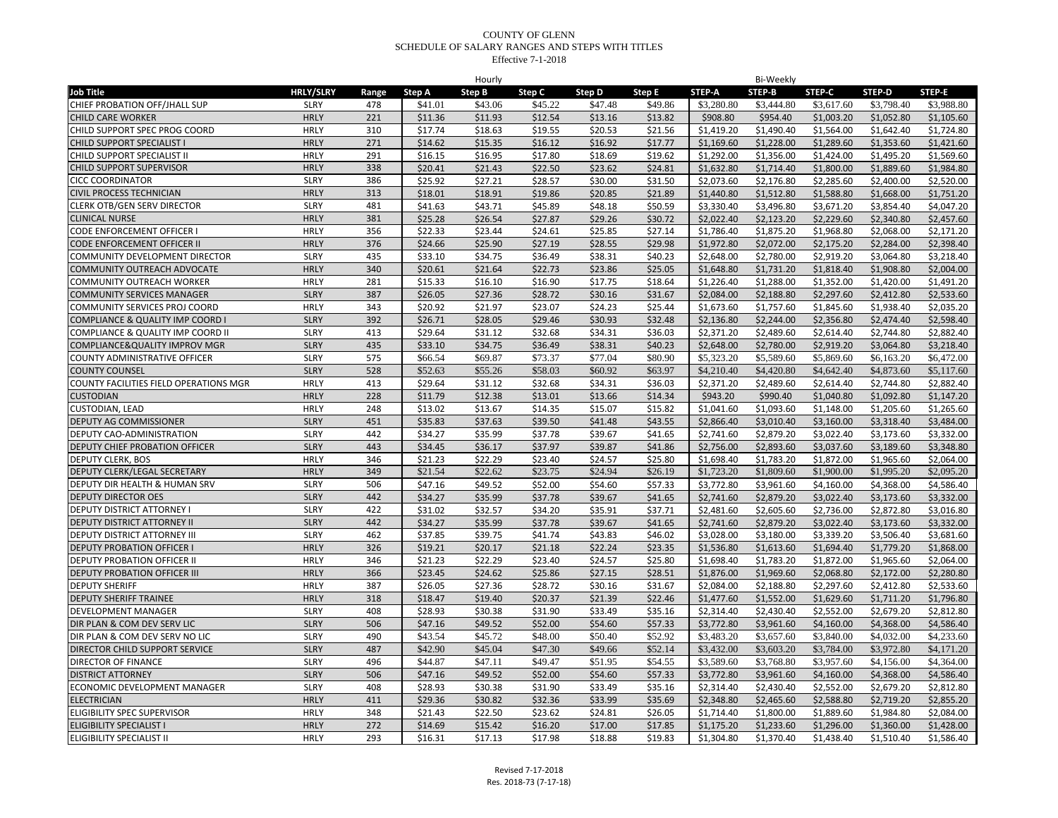COUNTY OF GLENN
SCHEDULE OF SALARY RANGES AND STEPS WITH TITLES
Effective 7-1-2018

| | | | Hourly | | | | | Bi-Weekly | | | | |
|---|---|---|---|---|---|---|---|---|---|---|---|---|
| **Job Title** | **HRLY/SLRY** | **Range** | **Step A** | **Step B** | **Step C** | **Step D** | **Step E** | **STEP-A** | **STEP-B** | **STEP-C** | **STEP-D** | **STEP-E** |
| CHIEF PROBATION OFF/JHALL SUP | SLRY | 478 | $41.01 | $43.06 | $45.22 | $47.48 | $49.86 | $3,280.80 | $3,444.80 | $3,617.60 | $3,798.40 | $3,988.80 |
| CHILD CARE WORKER | HRLY | 221 | $11.36 | $11.93 | $12.54 | $13.16 | $13.82 | $908.80 | $954.40 | $1,003.20 | $1,052.80 | $1,105.60 |
| CHILD SUPPORT SPEC PROG COORD | HRLY | 310 | $17.74 | $18.63 | $19.55 | $20.53 | $21.56 | $1,419.20 | $1,490.40 | $1,564.00 | $1,642.40 | $1,724.80 |
| CHILD SUPPORT SPECIALIST I | HRLY | 271 | $14.62 | $15.35 | $16.12 | $16.92 | $17.77 | $1,169.60 | $1,228.00 | $1,289.60 | $1,353.60 | $1,421.60 |
| CHILD SUPPORT SPECIALIST II | HRLY | 291 | $16.15 | $16.95 | $17.80 | $18.69 | $19.62 | $1,292.00 | $1,356.00 | $1,424.00 | $1,495.20 | $1,569.60 |
| CHILD SUPPORT SUPERVISOR | HRLY | 338 | $20.41 | $21.43 | $22.50 | $23.62 | $24.81 | $1,632.80 | $1,714.40 | $1,800.00 | $1,889.60 | $1,984.80 |
| CICC COORDINATOR | SLRY | 386 | $25.92 | $27.21 | $28.57 | $30.00 | $31.50 | $2,073.60 | $2,176.80 | $2,285.60 | $2,400.00 | $2,520.00 |
| CIVIL PROCESS TECHNICIAN | HRLY | 313 | $18.01 | $18.91 | $19.86 | $20.85 | $21.89 | $1,440.80 | $1,512.80 | $1,588.80 | $1,668.00 | $1,751.20 |
| CLERK OTB/GEN SERV DIRECTOR | SLRY | 481 | $41.63 | $43.71 | $45.89 | $48.18 | $50.59 | $3,330.40 | $3,496.80 | $3,671.20 | $3,854.40 | $4,047.20 |
| CLINICAL NURSE | HRLY | 381 | $25.28 | $26.54 | $27.87 | $29.26 | $30.72 | $2,022.40 | $2,123.20 | $2,229.60 | $2,340.80 | $2,457.60 |
| CODE ENFORCEMENT OFFICER I | HRLY | 356 | $22.33 | $23.44 | $24.61 | $25.85 | $27.14 | $1,786.40 | $1,875.20 | $1,968.80 | $2,068.00 | $2,171.20 |
| CODE ENFORCEMENT OFFICER II | HRLY | 376 | $24.66 | $25.90 | $27.19 | $28.55 | $29.98 | $1,972.80 | $2,072.00 | $2,175.20 | $2,284.00 | $2,398.40 |
| COMMUNITY DEVELOPMENT DIRECTOR | SLRY | 435 | $33.10 | $34.75 | $36.49 | $38.31 | $40.23 | $2,648.00 | $2,780.00 | $2,919.20 | $3,064.80 | $3,218.40 |
| COMMUNITY OUTREACH ADVOCATE | HRLY | 340 | $20.61 | $21.64 | $22.73 | $23.86 | $25.05 | $1,648.80 | $1,731.20 | $1,818.40 | $1,908.80 | $2,004.00 |
| COMMUNITY OUTREACH WORKER | HRLY | 281 | $15.33 | $16.10 | $16.90 | $17.75 | $18.64 | $1,226.40 | $1,288.00 | $1,352.00 | $1,420.00 | $1,491.20 |
| COMMUNITY SERVICES MANAGER | SLRY | 387 | $26.05 | $27.36 | $28.72 | $30.16 | $31.67 | $2,084.00 | $2,188.80 | $2,297.60 | $2,412.80 | $2,533.60 |
| COMMUNITY SERVICES PROJ COORD | HRLY | 343 | $20.92 | $21.97 | $23.07 | $24.23 | $25.44 | $1,673.60 | $1,757.60 | $1,845.60 | $1,938.40 | $2,035.20 |
| COMPLIANCE & QUALITY IMP COORD I | SLRY | 392 | $26.71 | $28.05 | $29.46 | $30.93 | $32.48 | $2,136.80 | $2,244.00 | $2,356.80 | $2,474.40 | $2,598.40 |
| COMPLIANCE & QUALITY IMP COORD II | SLRY | 413 | $29.64 | $31.12 | $32.68 | $34.31 | $36.03 | $2,371.20 | $2,489.60 | $2,614.40 | $2,744.80 | $2,882.40 |
| COMPLIANCE&QUALITY IMPROV MGR | SLRY | 435 | $33.10 | $34.75 | $36.49 | $38.31 | $40.23 | $2,648.00 | $2,780.00 | $2,919.20 | $3,064.80 | $3,218.40 |
| COUNTY ADMINISTRATIVE OFFICER | SLRY | 575 | $66.54 | $69.87 | $73.37 | $77.04 | $80.90 | $5,323.20 | $5,589.60 | $5,869.60 | $6,163.20 | $6,472.00 |
| COUNTY COUNSEL | SLRY | 528 | $52.63 | $55.26 | $58.03 | $60.92 | $63.97 | $4,210.40 | $4,420.80 | $4,642.40 | $4,873.60 | $5,117.60 |
| COUNTY FACILITIES FIELD OPERATIONS MGR | HRLY | 413 | $29.64 | $31.12 | $32.68 | $34.31 | $36.03 | $2,371.20 | $2,489.60 | $2,614.40 | $2,744.80 | $2,882.40 |
| CUSTODIAN | HRLY | 228 | $11.79 | $12.38 | $13.01 | $13.66 | $14.34 | $943.20 | $990.40 | $1,040.80 | $1,092.80 | $1,147.20 |
| CUSTODIAN, LEAD | HRLY | 248 | $13.02 | $13.67 | $14.35 | $15.07 | $15.82 | $1,041.60 | $1,093.60 | $1,148.00 | $1,205.60 | $1,265.60 |
| DEPUTY AG COMMISSIONER | SLRY | 451 | $35.83 | $37.63 | $39.50 | $41.48 | $43.55 | $2,866.40 | $3,010.40 | $3,160.00 | $3,318.40 | $3,484.00 |
| DEPUTY CAO-ADMINISTRATION | SLRY | 442 | $34.27 | $35.99 | $37.78 | $39.67 | $41.65 | $2,741.60 | $2,879.20 | $3,022.40 | $3,173.60 | $3,332.00 |
| DEPUTY CHIEF PROBATION OFFICER | SLRY | 443 | $34.45 | $36.17 | $37.97 | $39.87 | $41.86 | $2,756.00 | $2,893.60 | $3,037.60 | $3,189.60 | $3,348.80 |
| DEPUTY CLERK, BOS | HRLY | 346 | $21.23 | $22.29 | $23.40 | $24.57 | $25.80 | $1,698.40 | $1,783.20 | $1,872.00 | $1,965.60 | $2,064.00 |
| DEPUTY CLERK/LEGAL SECRETARY | HRLY | 349 | $21.54 | $22.62 | $23.75 | $24.94 | $26.19 | $1,723.20 | $1,809.60 | $1,900.00 | $1,995.20 | $2,095.20 |
| DEPUTY DIR HEALTH & HUMAN SRV | SLRY | 506 | $47.16 | $49.52 | $52.00 | $54.60 | $57.33 | $3,772.80 | $3,961.60 | $4,160.00 | $4,368.00 | $4,586.40 |
| DEPUTY DIRECTOR OES | SLRY | 442 | $34.27 | $35.99 | $37.78 | $39.67 | $41.65 | $2,741.60 | $2,879.20 | $3,022.40 | $3,173.60 | $3,332.00 |
| DEPUTY DISTRICT ATTORNEY I | SLRY | 422 | $31.02 | $32.57 | $34.20 | $35.91 | $37.71 | $2,481.60 | $2,605.60 | $2,736.00 | $2,872.80 | $3,016.80 |
| DEPUTY DISTRICT ATTORNEY II | SLRY | 442 | $34.27 | $35.99 | $37.78 | $39.67 | $41.65 | $2,741.60 | $2,879.20 | $3,022.40 | $3,173.60 | $3,332.00 |
| DEPUTY DISTRICT ATTORNEY III | SLRY | 462 | $37.85 | $39.75 | $41.74 | $43.83 | $46.02 | $3,028.00 | $3,180.00 | $3,339.20 | $3,506.40 | $3,681.60 |
| DEPUTY PROBATION OFFICER I | HRLY | 326 | $19.21 | $20.17 | $21.18 | $22.24 | $23.35 | $1,536.80 | $1,613.60 | $1,694.40 | $1,779.20 | $1,868.00 |
| DEPUTY PROBATION OFFICER II | HRLY | 346 | $21.23 | $22.29 | $23.40 | $24.57 | $25.80 | $1,698.40 | $1,783.20 | $1,872.00 | $1,965.60 | $2,064.00 |
| DEPUTY PROBATION OFFICER III | HRLY | 366 | $23.45 | $24.62 | $25.86 | $27.15 | $28.51 | $1,876.00 | $1,969.60 | $2,068.80 | $2,172.00 | $2,280.80 |
| DEPUTY SHERIFF | HRLY | 387 | $26.05 | $27.36 | $28.72 | $30.16 | $31.67 | $2,084.00 | $2,188.80 | $2,297.60 | $2,412.80 | $2,533.60 |
| DEPUTY SHERIFF TRAINEE | HRLY | 318 | $18.47 | $19.40 | $20.37 | $21.39 | $22.46 | $1,477.60 | $1,552.00 | $1,629.60 | $1,711.20 | $1,796.80 |
| DEVELOPMENT MANAGER | SLRY | 408 | $28.93 | $30.38 | $31.90 | $33.49 | $35.16 | $2,314.40 | $2,430.40 | $2,552.00 | $2,679.20 | $2,812.80 |
| DIR PLAN & COM DEV SERV LIC | SLRY | 506 | $47.16 | $49.52 | $52.00 | $54.60 | $57.33 | $3,772.80 | $3,961.60 | $4,160.00 | $4,368.00 | $4,586.40 |
| DIR PLAN & COM DEV SERV NO LIC | SLRY | 490 | $43.54 | $45.72 | $48.00 | $50.40 | $52.92 | $3,483.20 | $3,657.60 | $3,840.00 | $4,032.00 | $4,233.60 |
| DIRECTOR CHILD SUPPORT SERVICE | SLRY | 487 | $42.90 | $45.04 | $47.30 | $49.66 | $52.14 | $3,432.00 | $3,603.20 | $3,784.00 | $3,972.80 | $4,171.20 |
| DIRECTOR OF FINANCE | SLRY | 496 | $44.87 | $47.11 | $49.47 | $51.95 | $54.55 | $3,589.60 | $3,768.80 | $3,957.60 | $4,156.00 | $4,364.00 |
| DISTRICT ATTORNEY | SLRY | 506 | $47.16 | $49.52 | $52.00 | $54.60 | $57.33 | $3,772.80 | $3,961.60 | $4,160.00 | $4,368.00 | $4,586.40 |
| ECONOMIC DEVELOPMENT MANAGER | SLRY | 408 | $28.93 | $30.38 | $31.90 | $33.49 | $35.16 | $2,314.40 | $2,430.40 | $2,552.00 | $2,679.20 | $2,812.80 |
| ELECTRICIAN | HRLY | 411 | $29.36 | $30.82 | $32.36 | $33.99 | $35.69 | $2,348.80 | $2,465.60 | $2,588.80 | $2,719.20 | $2,855.20 |
| ELIGIBILITY SPEC SUPERVISOR | HRLY | 348 | $21.43 | $22.50 | $23.62 | $24.81 | $26.05 | $1,714.40 | $1,800.00 | $1,889.60 | $1,984.80 | $2,084.00 |
| ELIGIBILITY SPECIALIST I | HRLY | 272 | $14.69 | $15.42 | $16.20 | $17.00 | $17.85 | $1,175.20 | $1,233.60 | $1,296.00 | $1,360.00 | $1,428.00 |
| ELIGIBILITY SPECIALIST II | HRLY | 293 | $16.31 | $17.13 | $17.98 | $18.88 | $19.83 | $1,304.80 | $1,370.40 | $1,438.40 | $1,510.40 | $1,586.40 |

Revised 7-17-2018
Res. 2018-73 (7-17-18)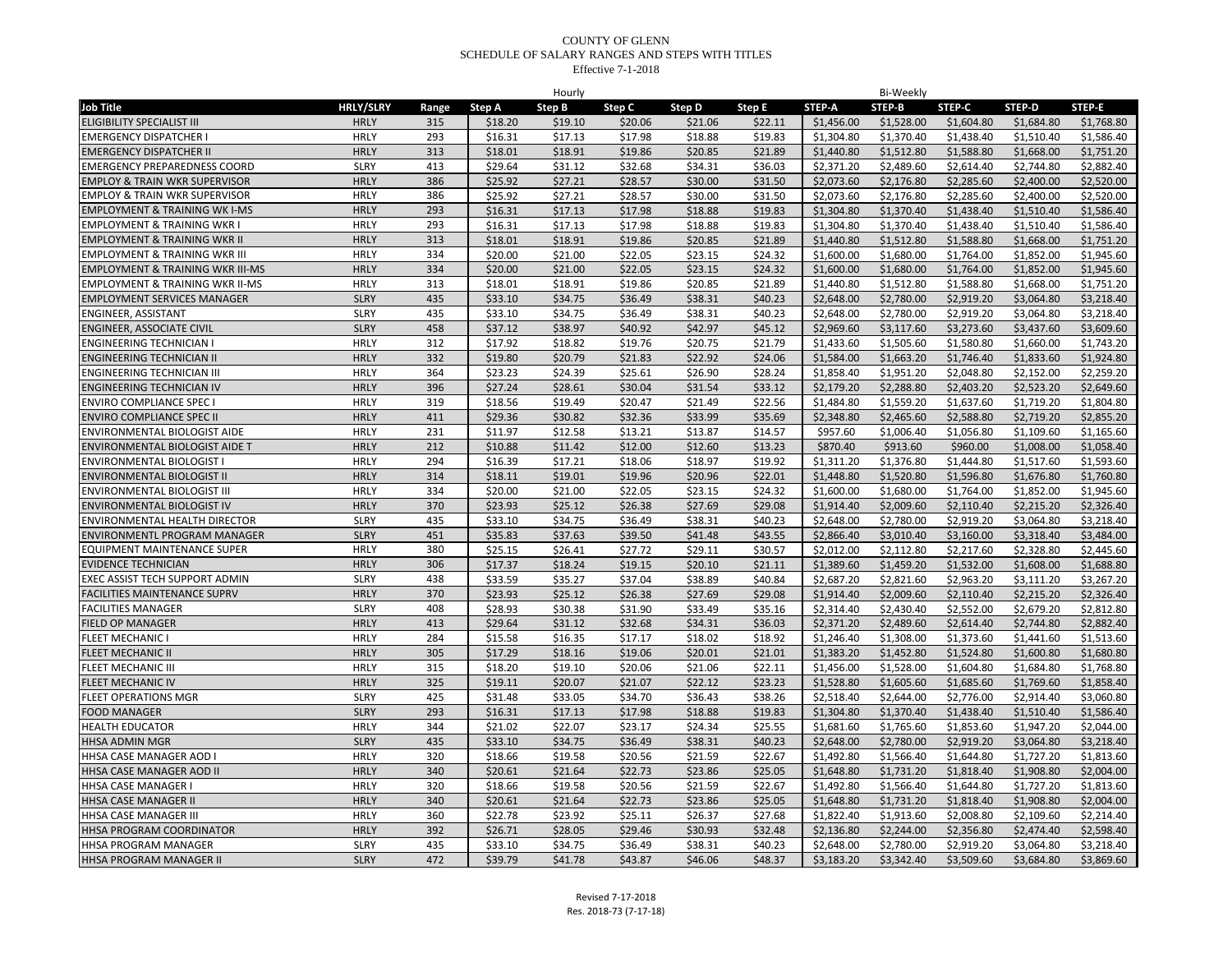COUNTY OF GLENN
SCHEDULE OF SALARY RANGES AND STEPS WITH TITLES
Effective 7-1-2018

| | | | Hourly | | | | | Bi-Weekly | | | | |
|---|---|---|---|---|---|---|---|---|---|---|---|---|
| **Job Title** | **HRLY/SLRY** | **Range** | **Step A** | **Step B** | **Step C** | **Step D** | **Step E** | **STEP-A** | **STEP-B** | **STEP-C** | **STEP-D** | **STEP-E** |
| ELIGIBILITY SPECIALIST III | HRLY | 315 | $18.20 | $19.10 | $20.06 | $21.06 | $22.11 | $1,456.00 | $1,528.00 | $1,604.80 | $1,684.80 | $1,768.80 |
| EMERGENCY DISPATCHER I | HRLY | 293 | $16.31 | $17.13 | $17.98 | $18.88 | $19.83 | $1,304.80 | $1,370.40 | $1,438.40 | $1,510.40 | $1,586.40 |
| EMERGENCY DISPATCHER II | HRLY | 313 | $18.01 | $18.91 | $19.86 | $20.85 | $21.89 | $1,440.80 | $1,512.80 | $1,588.80 | $1,668.00 | $1,751.20 |
| EMERGENCY PREPAREDNESS COORD | SLRY | 413 | $29.64 | $31.12 | $32.68 | $34.31 | $36.03 | $2,371.20 | $2,489.60 | $2,614.40 | $2,744.80 | $2,882.40 |
| EMPLOY & TRAIN WKR SUPERVISOR | HRLY | 386 | $25.92 | $27.21 | $28.57 | $30.00 | $31.50 | $2,073.60 | $2,176.80 | $2,285.60 | $2,400.00 | $2,520.00 |
| EMPLOY & TRAIN WKR SUPERVISOR | HRLY | 386 | $25.92 | $27.21 | $28.57 | $30.00 | $31.50 | $2,073.60 | $2,176.80 | $2,285.60 | $2,400.00 | $2,520.00 |
| EMPLOYMENT & TRAINING WK I-MS | HRLY | 293 | $16.31 | $17.13 | $17.98 | $18.88 | $19.83 | $1,304.80 | $1,370.40 | $1,438.40 | $1,510.40 | $1,586.40 |
| EMPLOYMENT & TRAINING WKR I | HRLY | 293 | $16.31 | $17.13 | $17.98 | $18.88 | $19.83 | $1,304.80 | $1,370.40 | $1,438.40 | $1,510.40 | $1,586.40 |
| EMPLOYMENT & TRAINING WKR II | HRLY | 313 | $18.01 | $18.91 | $19.86 | $20.85 | $21.89 | $1,440.80 | $1,512.80 | $1,588.80 | $1,668.00 | $1,751.20 |
| EMPLOYMENT & TRAINING WKR III | HRLY | 334 | $20.00 | $21.00 | $22.05 | $23.15 | $24.32 | $1,600.00 | $1,680.00 | $1,764.00 | $1,852.00 | $1,945.60 |
| EMPLOYMENT & TRAINING WKR III-MS | HRLY | 334 | $20.00 | $21.00 | $22.05 | $23.15 | $24.32 | $1,600.00 | $1,680.00 | $1,764.00 | $1,852.00 | $1,945.60 |
| EMPLOYMENT & TRAINING WKR II-MS | HRLY | 313 | $18.01 | $18.91 | $19.86 | $20.85 | $21.89 | $1,440.80 | $1,512.80 | $1,588.80 | $1,668.00 | $1,751.20 |
| EMPLOYMENT SERVICES MANAGER | SLRY | 435 | $33.10 | $34.75 | $36.49 | $38.31 | $40.23 | $2,648.00 | $2,780.00 | $2,919.20 | $3,064.80 | $3,218.40 |
| ENGINEER, ASSISTANT | SLRY | 435 | $33.10 | $34.75 | $36.49 | $38.31 | $40.23 | $2,648.00 | $2,780.00 | $2,919.20 | $3,064.80 | $3,218.40 |
| ENGINEER, ASSOCIATE CIVIL | SLRY | 458 | $37.12 | $38.97 | $40.92 | $42.97 | $45.12 | $2,969.60 | $3,117.60 | $3,273.60 | $3,437.60 | $3,609.60 |
| ENGINEERING TECHNICIAN I | HRLY | 312 | $17.92 | $18.82 | $19.76 | $20.75 | $21.79 | $1,433.60 | $1,505.60 | $1,580.80 | $1,660.00 | $1,743.20 |
| ENGINEERING TECHNICIAN II | HRLY | 332 | $19.80 | $20.79 | $21.83 | $22.92 | $24.06 | $1,584.00 | $1,663.20 | $1,746.40 | $1,833.60 | $1,924.80 |
| ENGINEERING TECHNICIAN III | HRLY | 364 | $23.23 | $24.39 | $25.61 | $26.90 | $28.24 | $1,858.40 | $1,951.20 | $2,048.80 | $2,152.00 | $2,259.20 |
| ENGINEERING TECHNICIAN IV | HRLY | 396 | $27.24 | $28.61 | $30.04 | $31.54 | $33.12 | $2,179.20 | $2,288.80 | $2,403.20 | $2,523.20 | $2,649.60 |
| ENVIRO COMPLIANCE SPEC I | HRLY | 319 | $18.56 | $19.49 | $20.47 | $21.49 | $22.56 | $1,484.80 | $1,559.20 | $1,637.60 | $1,719.20 | $1,804.80 |
| ENVIRO COMPLIANCE SPEC II | HRLY | 411 | $29.36 | $30.82 | $32.36 | $33.99 | $35.69 | $2,348.80 | $2,465.60 | $2,588.80 | $2,719.20 | $2,855.20 |
| ENVIRONMENTAL BIOLOGIST AIDE | HRLY | 231 | $11.97 | $12.58 | $13.21 | $13.87 | $14.57 | $957.60 | $1,006.40 | $1,056.80 | $1,109.60 | $1,165.60 |
| ENVIRONMENTAL BIOLOGIST AIDE T | HRLY | 212 | $10.88 | $11.42 | $12.00 | $12.60 | $13.23 | $870.40 | $913.60 | $960.00 | $1,008.00 | $1,058.40 |
| ENVIRONMENTAL BIOLOGIST I | HRLY | 294 | $16.39 | $17.21 | $18.06 | $18.97 | $19.92 | $1,311.20 | $1,376.80 | $1,444.80 | $1,517.60 | $1,593.60 |
| ENVIRONMENTAL BIOLOGIST II | HRLY | 314 | $18.11 | $19.01 | $19.96 | $20.96 | $22.01 | $1,448.80 | $1,520.80 | $1,596.80 | $1,676.80 | $1,760.80 |
| ENVIRONMENTAL BIOLOGIST III | HRLY | 334 | $20.00 | $21.00 | $22.05 | $23.15 | $24.32 | $1,600.00 | $1,680.00 | $1,764.00 | $1,852.00 | $1,945.60 |
| ENVIRONMENTAL BIOLOGIST IV | HRLY | 370 | $23.93 | $25.12 | $26.38 | $27.69 | $29.08 | $1,914.40 | $2,009.60 | $2,110.40 | $2,215.20 | $2,326.40 |
| ENVIRONMENTAL HEALTH DIRECTOR | SLRY | 435 | $33.10 | $34.75 | $36.49 | $38.31 | $40.23 | $2,648.00 | $2,780.00 | $2,919.20 | $3,064.80 | $3,218.40 |
| ENVIRONMENTL PROGRAM MANAGER | SLRY | 451 | $35.83 | $37.63 | $39.50 | $41.48 | $43.55 | $2,866.40 | $3,010.40 | $3,160.00 | $3,318.40 | $3,484.00 |
| EQUIPMENT MAINTENANCE SUPER | HRLY | 380 | $25.15 | $26.41 | $27.72 | $29.11 | $30.57 | $2,012.00 | $2,112.80 | $2,217.60 | $2,328.80 | $2,445.60 |
| EVIDENCE TECHNICIAN | HRLY | 306 | $17.37 | $18.24 | $19.15 | $20.10 | $21.11 | $1,389.60 | $1,459.20 | $1,532.00 | $1,608.00 | $1,688.80 |
| EXEC ASSIST TECH SUPPORT ADMIN | SLRY | 438 | $33.59 | $35.27 | $37.04 | $38.89 | $40.84 | $2,687.20 | $2,821.60 | $2,963.20 | $3,111.20 | $3,267.20 |
| FACILITIES MAINTENANCE SUPRV | HRLY | 370 | $23.93 | $25.12 | $26.38 | $27.69 | $29.08 | $1,914.40 | $2,009.60 | $2,110.40 | $2,215.20 | $2,326.40 |
| FACILITIES MANAGER | SLRY | 408 | $28.93 | $30.38 | $31.90 | $33.49 | $35.16 | $2,314.40 | $2,430.40 | $2,552.00 | $2,679.20 | $2,812.80 |
| FIELD OP MANAGER | HRLY | 413 | $29.64 | $31.12 | $32.68 | $34.31 | $36.03 | $2,371.20 | $2,489.60 | $2,614.40 | $2,744.80 | $2,882.40 |
| FLEET MECHANIC I | HRLY | 284 | $15.58 | $16.35 | $17.17 | $18.02 | $18.92 | $1,246.40 | $1,308.00 | $1,373.60 | $1,441.60 | $1,513.60 |
| FLEET MECHANIC II | HRLY | 305 | $17.29 | $18.16 | $19.06 | $20.01 | $21.01 | $1,383.20 | $1,452.80 | $1,524.80 | $1,600.80 | $1,680.80 |
| FLEET MECHANIC III | HRLY | 315 | $18.20 | $19.10 | $20.06 | $21.06 | $22.11 | $1,456.00 | $1,528.00 | $1,604.80 | $1,684.80 | $1,768.80 |
| FLEET MECHANIC IV | HRLY | 325 | $19.11 | $20.07 | $21.07 | $22.12 | $23.23 | $1,528.80 | $1,605.60 | $1,685.60 | $1,769.60 | $1,858.40 |
| FLEET OPERATIONS MGR | SLRY | 425 | $31.48 | $33.05 | $34.70 | $36.43 | $38.26 | $2,518.40 | $2,644.00 | $2,776.00 | $2,914.40 | $3,060.80 |
| FOOD MANAGER | SLRY | 293 | $16.31 | $17.13 | $17.98 | $18.88 | $19.83 | $1,304.80 | $1,370.40 | $1,438.40 | $1,510.40 | $1,586.40 |
| HEALTH EDUCATOR | HRLY | 344 | $21.02 | $22.07 | $23.17 | $24.34 | $25.55 | $1,681.60 | $1,765.60 | $1,853.60 | $1,947.20 | $2,044.00 |
| HHSA ADMIN MGR | SLRY | 435 | $33.10 | $34.75 | $36.49 | $38.31 | $40.23 | $2,648.00 | $2,780.00 | $2,919.20 | $3,064.80 | $3,218.40 |
| HHSA CASE MANAGER AOD I | HRLY | 320 | $18.66 | $19.58 | $20.56 | $21.59 | $22.67 | $1,492.80 | $1,566.40 | $1,644.80 | $1,727.20 | $1,813.60 |
| HHSA CASE MANAGER AOD II | HRLY | 340 | $20.61 | $21.64 | $22.73 | $23.86 | $25.05 | $1,648.80 | $1,731.20 | $1,818.40 | $1,908.80 | $2,004.00 |
| HHSA CASE MANAGER I | HRLY | 320 | $18.66 | $19.58 | $20.56 | $21.59 | $22.67 | $1,492.80 | $1,566.40 | $1,644.80 | $1,727.20 | $1,813.60 |
| HHSA CASE MANAGER II | HRLY | 340 | $20.61 | $21.64 | $22.73 | $23.86 | $25.05 | $1,648.80 | $1,731.20 | $1,818.40 | $1,908.80 | $2,004.00 |
| HHSA CASE MANAGER III | HRLY | 360 | $22.78 | $23.92 | $25.11 | $26.37 | $27.68 | $1,822.40 | $1,913.60 | $2,008.80 | $2,109.60 | $2,214.40 |
| HHSA PROGRAM COORDINATOR | HRLY | 392 | $26.71 | $28.05 | $29.46 | $30.93 | $32.48 | $2,136.80 | $2,244.00 | $2,356.80 | $2,474.40 | $2,598.40 |
| HHSA PROGRAM MANAGER | SLRY | 435 | $33.10 | $34.75 | $36.49 | $38.31 | $40.23 | $2,648.00 | $2,780.00 | $2,919.20 | $3,064.80 | $3,218.40 |
| HHSA PROGRAM MANAGER II | SLRY | 472 | $39.79 | $41.78 | $43.87 | $46.06 | $48.37 | $3,183.20 | $3,342.40 | $3,509.60 | $3,684.80 | $3,869.60 |

Revised 7-17-2018
Res. 2018-73 (7-17-18)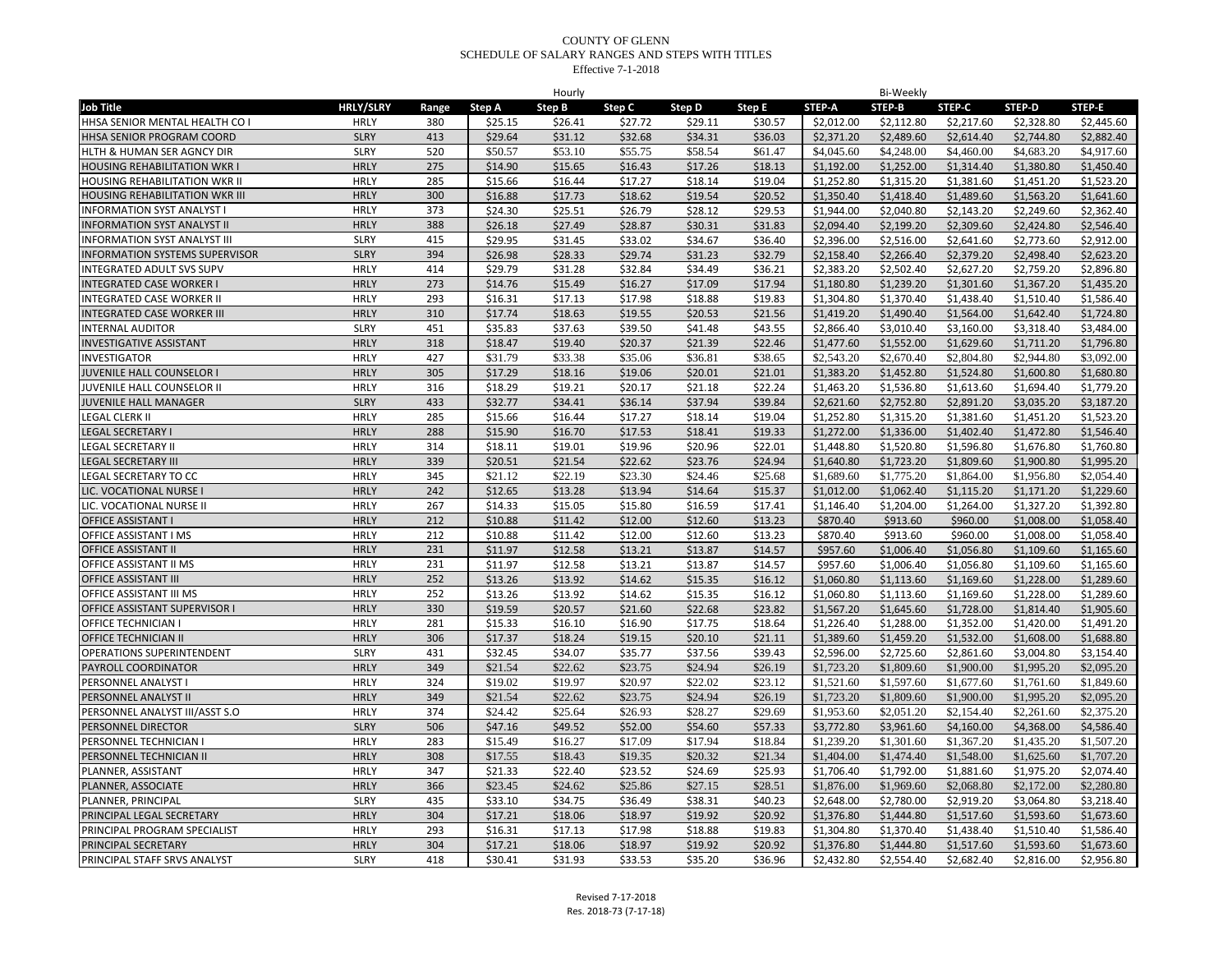# COUNTY OF GLENN
## SCHEDULE OF SALARY RANGES AND STEPS WITH TITLES
Effective 7-1-2018

| | | | Hourly | | | | | Bi-Weekly | | | | |
|---|---|---|---|---|---|---|---|---|---|---|---|---|
| **Job Title** | **HRLY/SLRY** | **Range** | **Step A** | **Step B** | **Step C** | **Step D** | **Step E** | **STEP-A** | **STEP-B** | **STEP-C** | **STEP-D** | **STEP-E** |
| HHSA SENIOR MENTAL HEALTH CO I | HRLY | 380 | $25.15 | $26.41 | $27.72 | $29.11 | $30.57 | $2,012.00 | $2,112.80 | $2,217.60 | $2,328.80 | $2,445.60 |
| HHSA SENIOR PROGRAM COORD | SLRY | 413 | $29.64 | $31.12 | $32.68 | $34.31 | $36.03 | $2,371.20 | $2,489.60 | $2,614.40 | $2,744.80 | $2,882.40 |
| HLTH & HUMAN SER AGNCY DIR | SLRY | 520 | $50.57 | $53.10 | $55.75 | $58.54 | $61.47 | $4,045.60 | $4,248.00 | $4,460.00 | $4,683.20 | $4,917.60 |
| HOUSING REHABILITATION WKR I | HRLY | 275 | $14.90 | $15.65 | $16.43 | $17.26 | $18.13 | $1,192.00 | $1,252.00 | $1,314.40 | $1,380.80 | $1,450.40 |
| HOUSING REHABILITATION WKR II | HRLY | 285 | $15.66 | $16.44 | $17.27 | $18.14 | $19.04 | $1,252.80 | $1,315.20 | $1,381.60 | $1,451.20 | $1,523.20 |
| HOUSING REHABILITATION WKR III | HRLY | 300 | $16.88 | $17.73 | $18.62 | $19.54 | $20.52 | $1,350.40 | $1,418.40 | $1,489.60 | $1,563.20 | $1,641.60 |
| INFORMATION SYST ANALYST I | HRLY | 373 | $24.30 | $25.51 | $26.79 | $28.12 | $29.53 | $1,944.00 | $2,040.80 | $2,143.20 | $2,249.60 | $2,362.40 |
| INFORMATION SYST ANALYST II | HRLY | 388 | $26.18 | $27.49 | $28.87 | $30.31 | $31.83 | $2,094.40 | $2,199.20 | $2,309.60 | $2,424.80 | $2,546.40 |
| INFORMATION SYST ANALYST III | SLRY | 415 | $29.95 | $31.45 | $33.02 | $34.67 | $36.40 | $2,396.00 | $2,516.00 | $2,641.60 | $2,773.60 | $2,912.00 |
| INFORMATION SYSTEMS SUPERVISOR | SLRY | 394 | $26.98 | $28.33 | $29.74 | $31.23 | $32.79 | $2,158.40 | $2,266.40 | $2,379.20 | $2,498.40 | $2,623.20 |
| INTEGRATED ADULT SVS SUPV | HRLY | 414 | $29.79 | $31.28 | $32.84 | $34.49 | $36.21 | $2,383.20 | $2,502.40 | $2,627.20 | $2,759.20 | $2,896.80 |
| INTEGRATED CASE WORKER I | HRLY | 273 | $14.76 | $15.49 | $16.27 | $17.09 | $17.94 | $1,180.80 | $1,239.20 | $1,301.60 | $1,367.20 | $1,435.20 |
| INTEGRATED CASE WORKER II | HRLY | 293 | $16.31 | $17.13 | $17.98 | $18.88 | $19.83 | $1,304.80 | $1,370.40 | $1,438.40 | $1,510.40 | $1,586.40 |
| INTEGRATED CASE WORKER III | HRLY | 310 | $17.74 | $18.63 | $19.55 | $20.53 | $21.56 | $1,419.20 | $1,490.40 | $1,564.00 | $1,642.40 | $1,724.80 |
| INTERNAL AUDITOR | SLRY | 451 | $35.83 | $37.63 | $39.50 | $41.48 | $43.55 | $2,866.40 | $3,010.40 | $3,160.00 | $3,318.40 | $3,484.00 |
| INVESTIGATIVE ASSISTANT | HRLY | 318 | $18.47 | $19.40 | $20.37 | $21.39 | $22.46 | $1,477.60 | $1,552.00 | $1,629.60 | $1,711.20 | $1,796.80 |
| INVESTIGATOR | HRLY | 427 | $31.79 | $33.38 | $35.06 | $36.81 | $38.65 | $2,543.20 | $2,670.40 | $2,804.80 | $2,944.80 | $3,092.00 |
| JUVENILE HALL COUNSELOR I | HRLY | 305 | $17.29 | $18.16 | $19.06 | $20.01 | $21.01 | $1,383.20 | $1,452.80 | $1,524.80 | $1,600.80 | $1,680.80 |
| JUVENILE HALL COUNSELOR II | HRLY | 316 | $18.29 | $19.21 | $20.17 | $21.18 | $22.24 | $1,463.20 | $1,536.80 | $1,613.60 | $1,694.40 | $1,779.20 |
| JUVENILE HALL MANAGER | SLRY | 433 | $32.77 | $34.41 | $36.14 | $37.94 | $39.84 | $2,621.60 | $2,752.80 | $2,891.20 | $3,035.20 | $3,187.20 |
| LEGAL CLERK II | HRLY | 285 | $15.66 | $16.44 | $17.27 | $18.14 | $19.04 | $1,252.80 | $1,315.20 | $1,381.60 | $1,451.20 | $1,523.20 |
| LEGAL SECRETARY I | HRLY | 288 | $15.90 | $16.70 | $17.53 | $18.41 | $19.33 | $1,272.00 | $1,336.00 | $1,402.40 | $1,472.80 | $1,546.40 |
| LEGAL SECRETARY II | HRLY | 314 | $18.11 | $19.01 | $19.96 | $20.96 | $22.01 | $1,448.80 | $1,520.80 | $1,596.80 | $1,676.80 | $1,760.80 |
| LEGAL SECRETARY III | HRLY | 339 | $20.51 | $21.54 | $22.62 | $23.76 | $24.94 | $1,640.80 | $1,723.20 | $1,809.60 | $1,900.80 | $1,995.20 |
| LEGAL SECRETARY TO CC | HRLY | 345 | $21.12 | $22.19 | $23.30 | $24.46 | $25.68 | $1,689.60 | $1,775.20 | $1,864.00 | $1,956.80 | $2,054.40 |
| LIC. VOCATIONAL NURSE I | HRLY | 242 | $12.65 | $13.28 | $13.94 | $14.64 | $15.37 | $1,012.00 | $1,062.40 | $1,115.20 | $1,171.20 | $1,229.60 |
| LIC. VOCATIONAL NURSE II | HRLY | 267 | $14.33 | $15.05 | $15.80 | $16.59 | $17.41 | $1,146.40 | $1,204.00 | $1,264.00 | $1,327.20 | $1,392.80 |
| OFFICE ASSISTANT I | HRLY | 212 | $10.88 | $11.42 | $12.00 | $12.60 | $13.23 | $870.40 | $913.60 | $960.00 | $1,008.00 | $1,058.40 |
| OFFICE ASSISTANT I MS | HRLY | 212 | $10.88 | $11.42 | $12.00 | $12.60 | $13.23 | $870.40 | $913.60 | $960.00 | $1,008.00 | $1,058.40 |
| OFFICE ASSISTANT II | HRLY | 231 | $11.97 | $12.58 | $13.21 | $13.87 | $14.57 | $957.60 | $1,006.40 | $1,056.80 | $1,109.60 | $1,165.60 |
| OFFICE ASSISTANT II MS | HRLY | 231 | $11.97 | $12.58 | $13.21 | $13.87 | $14.57 | $957.60 | $1,006.40 | $1,056.80 | $1,109.60 | $1,165.60 |
| OFFICE ASSISTANT III | HRLY | 252 | $13.26 | $13.92 | $14.62 | $15.35 | $16.12 | $1,060.80 | $1,113.60 | $1,169.60 | $1,228.00 | $1,289.60 |
| OFFICE ASSISTANT III MS | HRLY | 252 | $13.26 | $13.92 | $14.62 | $15.35 | $16.12 | $1,060.80 | $1,113.60 | $1,169.60 | $1,228.00 | $1,289.60 |
| OFFICE ASSISTANT SUPERVISOR I | HRLY | 330 | $19.59 | $20.57 | $21.60 | $22.68 | $23.82 | $1,567.20 | $1,645.60 | $1,728.00 | $1,814.40 | $1,905.60 |
| OFFICE TECHNICIAN I | HRLY | 281 | $15.33 | $16.10 | $16.90 | $17.75 | $18.64 | $1,226.40 | $1,288.00 | $1,352.00 | $1,420.00 | $1,491.20 |
| OFFICE TECHNICIAN II | HRLY | 306 | $17.37 | $18.24 | $19.15 | $20.10 | $21.11 | $1,389.60 | $1,459.20 | $1,532.00 | $1,608.00 | $1,688.80 |
| OPERATIONS SUPERINTENDENT | SLRY | 431 | $32.45 | $34.07 | $35.77 | $37.56 | $39.43 | $2,596.00 | $2,725.60 | $2,861.60 | $3,004.80 | $3,154.40 |
| PAYROLL COORDINATOR | HRLY | 349 | $21.54 | $22.62 | $23.75 | $24.94 | $26.19 | $1,723.20 | $1,809.60 | $1,900.00 | $1,995.20 | $2,095.20 |
| PERSONNEL ANALYST I | HRLY | 324 | $19.02 | $19.97 | $20.97 | $22.02 | $23.12 | $1,521.60 | $1,597.60 | $1,677.60 | $1,761.60 | $1,849.60 |
| PERSONNEL ANALYST II | HRLY | 349 | $21.54 | $22.62 | $23.75 | $24.94 | $26.19 | $1,723.20 | $1,809.60 | $1,900.00 | $1,995.20 | $2,095.20 |
| PERSONNEL ANALYST III/ASST S.O | HRLY | 374 | $24.42 | $25.64 | $26.93 | $28.27 | $29.69 | $1,953.60 | $2,051.20 | $2,154.40 | $2,261.60 | $2,375.20 |
| PERSONNEL DIRECTOR | SLRY | 506 | $47.16 | $49.52 | $52.00 | $54.60 | $57.33 | $3,772.80 | $3,961.60 | $4,160.00 | $4,368.00 | $4,586.40 |
| PERSONNEL TECHNICIAN I | HRLY | 283 | $15.49 | $16.27 | $17.09 | $17.94 | $18.84 | $1,239.20 | $1,301.60 | $1,367.20 | $1,435.20 | $1,507.20 |
| PERSONNEL TECHNICIAN II | HRLY | 308 | $17.55 | $18.43 | $19.35 | $20.32 | $21.34 | $1,404.00 | $1,474.40 | $1,548.00 | $1,625.60 | $1,707.20 |
| PLANNER, ASSISTANT | HRLY | 347 | $21.33 | $22.40 | $23.52 | $24.69 | $25.93 | $1,706.40 | $1,792.00 | $1,881.60 | $1,975.20 | $2,074.40 |
| PLANNER, ASSOCIATE | HRLY | 366 | $23.45 | $24.62 | $25.86 | $27.15 | $28.51 | $1,876.00 | $1,969.60 | $2,068.80 | $2,172.00 | $2,280.80 |
| PLANNER, PRINCIPAL | SLRY | 435 | $33.10 | $34.75 | $36.49 | $38.31 | $40.23 | $2,648.00 | $2,780.00 | $2,919.20 | $3,064.80 | $3,218.40 |
| PRINCIPAL LEGAL SECRETARY | HRLY | 304 | $17.21 | $18.06 | $18.97 | $19.92 | $20.92 | $1,376.80 | $1,444.80 | $1,517.60 | $1,593.60 | $1,673.60 |
| PRINCIPAL PROGRAM SPECIALIST | HRLY | 293 | $16.31 | $17.13 | $17.98 | $18.88 | $19.83 | $1,304.80 | $1,370.40 | $1,438.40 | $1,510.40 | $1,586.40 |
| PRINCIPAL SECRETARY | HRLY | 304 | $17.21 | $18.06 | $18.97 | $19.92 | $20.92 | $1,376.80 | $1,444.80 | $1,517.60 | $1,593.60 | $1,673.60 |
| PRINCIPAL STAFF SRVS ANALYST | SLRY | 418 | $30.41 | $31.93 | $33.53 | $35.20 | $36.96 | $2,432.80 | $2,554.40 | $2,682.40 | $2,816.00 | $2,956.80 |

Revised 7-17-2018
Res. 2018-73 (7-17-18)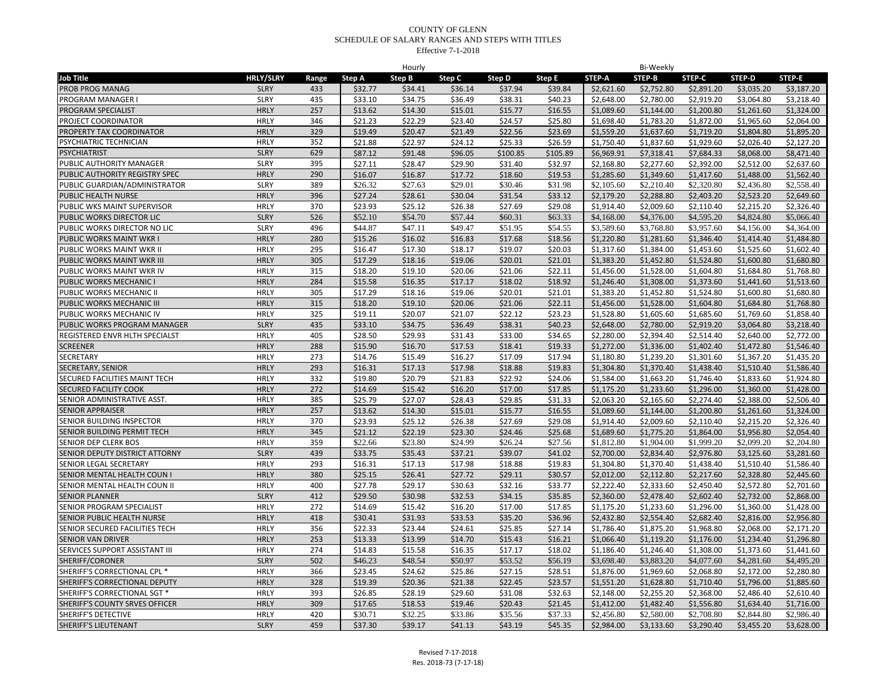COUNTY OF GLENN
SCHEDULE OF SALARY RANGES AND STEPS WITH TITLES
Effective 7-1-2018

| | | | Hourly | | | | | Bi-Weekly | | | | |
|---|---|---|---|---|---|---|---|---|---|---|---|---|
| **Job Title** | **HRLY/SLRY** | **Range** | **Step A** | **Step B** | **Step C** | **Step D** | **Step E** | **STEP-A** | **STEP-B** | **STEP-C** | **STEP-D** | **STEP-E** |
| PROB PROG MANAG | SLRY | 433 | $32.77 | $34.41 | $36.14 | $37.94 | $39.84 | $2,621.60 | $2,752.80 | $2,891.20 | $3,035.20 | $3,187.20 |
| PROGRAM MANAGER I | SLRY | 435 | $33.10 | $34.75 | $36.49 | $38.31 | $40.23 | $2,648.00 | $2,780.00 | $2,919.20 | $3,064.80 | $3,218.40 |
| PROGRAM SPECIALIST | HRLY | 257 | $13.62 | $14.30 | $15.01 | $15.77 | $16.55 | $1,089.60 | $1,144.00 | $1,200.80 | $1,261.60 | $1,324.00 |
| PROJECT COORDINATOR | HRLY | 346 | $21.23 | $22.29 | $23.40 | $24.57 | $25.80 | $1,698.40 | $1,783.20 | $1,872.00 | $1,965.60 | $2,064.00 |
| PROPERTY TAX COORDINATOR | HRLY | 329 | $19.49 | $20.47 | $21.49 | $22.56 | $23.69 | $1,559.20 | $1,637.60 | $1,719.20 | $1,804.80 | $1,895.20 |
| PSYCHIATRIC TECHNICIAN | HRLY | 352 | $21.88 | $22.97 | $24.12 | $25.33 | $26.59 | $1,750.40 | $1,837.60 | $1,929.60 | $2,026.40 | $2,127.20 |
| PSYCHIATRIST | SLRY | 629 | $87.12 | $91.48 | $96.05 | $100.85 | $105.89 | $6,969.91 | $7,318.41 | $7,684.33 | $8,068.00 | $8,471.40 |
| PUBLIC AUTHORITY MANAGER | SLRY | 395 | $27.11 | $28.47 | $29.90 | $31.40 | $32.97 | $2,168.80 | $2,277.60 | $2,392.00 | $2,512.00 | $2,637.60 |
| PUBLIC AUTHORITY REGISTRY SPEC | HRLY | 290 | $16.07 | $16.87 | $17.72 | $18.60 | $19.53 | $1,285.60 | $1,349.60 | $1,417.60 | $1,488.00 | $1,562.40 |
| PUBLIC GUARDIAN/ADMINISTRATOR | SLRY | 389 | $26.32 | $27.63 | $29.01 | $30.46 | $31.98 | $2,105.60 | $2,210.40 | $2,320.80 | $2,436.80 | $2,558.40 |
| PUBLIC HEALTH NURSE | HRLY | 396 | $27.24 | $28.61 | $30.04 | $31.54 | $33.12 | $2,179.20 | $2,288.80 | $2,403.20 | $2,523.20 | $2,649.60 |
| PUBLIC WKS MAINT SUPERVISOR | HRLY | 370 | $23.93 | $25.12 | $26.38 | $27.69 | $29.08 | $1,914.40 | $2,009.60 | $2,110.40 | $2,215.20 | $2,326.40 |
| PUBLIC WORKS DIRECTOR LIC | SLRY | 526 | $52.10 | $54.70 | $57.44 | $60.31 | $63.33 | $4,168.00 | $4,376.00 | $4,595.20 | $4,824.80 | $5,066.40 |
| PUBLIC WORKS DIRECTOR NO LIC | SLRY | 496 | $44.87 | $47.11 | $49.47 | $51.95 | $54.55 | $3,589.60 | $3,768.80 | $3,957.60 | $4,156.00 | $4,364.00 |
| PUBLIC WORKS MAINT WKR I | HRLY | 280 | $15.26 | $16.02 | $16.83 | $17.68 | $18.56 | $1,220.80 | $1,281.60 | $1,346.40 | $1,414.40 | $1,484.80 |
| PUBLIC WORKS MAINT WKR II | HRLY | 295 | $16.47 | $17.30 | $18.17 | $19.07 | $20.03 | $1,317.60 | $1,384.00 | $1,453.60 | $1,525.60 | $1,602.40 |
| PUBLIC WORKS MAINT WKR III | HRLY | 305 | $17.29 | $18.16 | $19.06 | $20.01 | $21.01 | $1,383.20 | $1,452.80 | $1,524.80 | $1,600.80 | $1,680.80 |
| PUBLIC WORKS MAINT WKR IV | HRLY | 315 | $18.20 | $19.10 | $20.06 | $21.06 | $22.11 | $1,456.00 | $1,528.00 | $1,604.80 | $1,684.80 | $1,768.80 |
| PUBLIC WORKS MECHANIC I | HRLY | 284 | $15.58 | $16.35 | $17.17 | $18.02 | $18.92 | $1,246.40 | $1,308.00 | $1,373.60 | $1,441.60 | $1,513.60 |
| PUBLIC WORKS MECHANIC II | HRLY | 305 | $17.29 | $18.16 | $19.06 | $20.01 | $21.01 | $1,383.20 | $1,452.80 | $1,524.80 | $1,600.80 | $1,680.80 |
| PUBLIC WORKS MECHANIC III | HRLY | 315 | $18.20 | $19.10 | $20.06 | $21.06 | $22.11 | $1,456.00 | $1,528.00 | $1,604.80 | $1,684.80 | $1,768.80 |
| PUBLIC WORKS MECHANIC IV | HRLY | 325 | $19.11 | $20.07 | $21.07 | $22.12 | $23.23 | $1,528.80 | $1,605.60 | $1,685.60 | $1,769.60 | $1,858.40 |
| PUBLIC WORKS PROGRAM MANAGER | SLRY | 435 | $33.10 | $34.75 | $36.49 | $38.31 | $40.23 | $2,648.00 | $2,780.00 | $2,919.20 | $3,064.80 | $3,218.40 |
| REGISTERED ENVR HLTH SPECIALST | HRLY | 405 | $28.50 | $29.93 | $31.43 | $33.00 | $34.65 | $2,280.00 | $2,394.40 | $2,514.40 | $2,640.00 | $2,772.00 |
| SCREENER | HRLY | 288 | $15.90 | $16.70 | $17.53 | $18.41 | $19.33 | $1,272.00 | $1,336.00 | $1,402.40 | $1,472.80 | $1,546.40 |
| SECRETARY | HRLY | 273 | $14.76 | $15.49 | $16.27 | $17.09 | $17.94 | $1,180.80 | $1,239.20 | $1,301.60 | $1,367.20 | $1,435.20 |
| SECRETARY, SENIOR | HRLY | 293 | $16.31 | $17.13 | $17.98 | $18.88 | $19.83 | $1,304.80 | $1,370.40 | $1,438.40 | $1,510.40 | $1,586.40 |
| SECURED FACILITIES MAINT TECH | HRLY | 332 | $19.80 | $20.79 | $21.83 | $22.92 | $24.06 | $1,584.00 | $1,663.20 | $1,746.40 | $1,833.60 | $1,924.80 |
| SECURED FACILITY COOK | HRLY | 272 | $14.69 | $15.42 | $16.20 | $17.00 | $17.85 | $1,175.20 | $1,233.60 | $1,296.00 | $1,360.00 | $1,428.00 |
| SENIOR ADMINISTRATIVE ASST. | HRLY | 385 | $25.79 | $27.07 | $28.43 | $29.85 | $31.33 | $2,063.20 | $2,165.60 | $2,274.40 | $2,388.00 | $2,506.40 |
| SENIOR APPRAISER | HRLY | 257 | $13.62 | $14.30 | $15.01 | $15.77 | $16.55 | $1,089.60 | $1,144.00 | $1,200.80 | $1,261.60 | $1,324.00 |
| SENIOR BUILDING INSPECTOR | HRLY | 370 | $23.93 | $25.12 | $26.38 | $27.69 | $29.08 | $1,914.40 | $2,009.60 | $2,110.40 | $2,215.20 | $2,326.40 |
| SENIOR BUILDING PERMIT TECH | HRLY | 345 | $21.12 | $22.19 | $23.30 | $24.46 | $25.68 | $1,689.60 | $1,775.20 | $1,864.00 | $1,956.80 | $2,054.40 |
| SENIOR DEP CLERK BOS | HRLY | 359 | $22.66 | $23.80 | $24.99 | $26.24 | $27.56 | $1,812.80 | $1,904.00 | $1,999.20 | $2,099.20 | $2,204.80 |
| SENIOR DEPUTY DISTRICT ATTORNY | SLRY | 439 | $33.75 | $35.43 | $37.21 | $39.07 | $41.02 | $2,700.00 | $2,834.40 | $2,976.80 | $3,125.60 | $3,281.60 |
| SENIOR LEGAL SECRETARY | HRLY | 293 | $16.31 | $17.13 | $17.98 | $18.88 | $19.83 | $1,304.80 | $1,370.40 | $1,438.40 | $1,510.40 | $1,586.40 |
| SENIOR MENTAL HEALTH COUN I | HRLY | 380 | $25.15 | $26.41 | $27.72 | $29.11 | $30.57 | $2,012.00 | $2,112.80 | $2,217.60 | $2,328.80 | $2,445.60 |
| SENIOR MENTAL HEALTH COUN II | HRLY | 400 | $27.78 | $29.17 | $30.63 | $32.16 | $33.77 | $2,222.40 | $2,333.60 | $2,450.40 | $2,572.80 | $2,701.60 |
| SENIOR PLANNER | SLRY | 412 | $29.50 | $30.98 | $32.53 | $34.15 | $35.85 | $2,360.00 | $2,478.40 | $2,602.40 | $2,732.00 | $2,868.00 |
| SENIOR PROGRAM SPECIALIST | HRLY | 272 | $14.69 | $15.42 | $16.20 | $17.00 | $17.85 | $1,175.20 | $1,233.60 | $1,296.00 | $1,360.00 | $1,428.00 |
| SENIOR PUBLIC HEALTH NURSE | HRLY | 418 | $30.41 | $31.93 | $33.53 | $35.20 | $36.96 | $2,432.80 | $2,554.40 | $2,682.40 | $2,816.00 | $2,956.80 |
| SENIOR SECURED FACILITIES TECH | HRLY | 356 | $22.33 | $23.44 | $24.61 | $25.85 | $27.14 | $1,786.40 | $1,875.20 | $1,968.80 | $2,068.00 | $2,171.20 |
| SENIOR VAN DRIVER | HRLY | 253 | $13.33 | $13.99 | $14.70 | $15.43 | $16.21 | $1,066.40 | $1,119.20 | $1,176.00 | $1,234.40 | $1,296.80 |
| SERVICES SUPPORT ASSISTANT III | HRLY | 274 | $14.83 | $15.58 | $16.35 | $17.17 | $18.02 | $1,186.40 | $1,246.40 | $1,308.00 | $1,373.60 | $1,441.60 |
| SHERIFF/CORONER | SLRY | 502 | $46.23 | $48.54 | $50.97 | $53.52 | $56.19 | $3,698.40 | $3,883.20 | $4,077.60 | $4,281.60 | $4,495.20 |
| SHERIFF'S CORRECTIONAL CPL * | HRLY | 366 | $23.45 | $24.62 | $25.86 | $27.15 | $28.51 | $1,876.00 | $1,969.60 | $2,068.80 | $2,172.00 | $2,280.80 |
| SHERIFF'S CORRECTIONAL DEPUTY | HRLY | 328 | $19.39 | $20.36 | $21.38 | $22.45 | $23.57 | $1,551.20 | $1,628.80 | $1,710.40 | $1,796.00 | $1,885.60 |
| SHERIFF'S CORRECTIONAL SGT * | HRLY | 393 | $26.85 | $28.19 | $29.60 | $31.08 | $32.63 | $2,148.00 | $2,255.20 | $2,368.00 | $2,486.40 | $2,610.40 |
| SHERIFF'S COUNTY SRVES OFFICER | HRLY | 309 | $17.65 | $18.53 | $19.46 | $20.43 | $21.45 | $1,412.00 | $1,482.40 | $1,556.80 | $1,634.40 | $1,716.00 |
| SHERIFF'S DETECTIVE | HRLY | 420 | $30.71 | $32.25 | $33.86 | $35.56 | $37.33 | $2,456.80 | $2,580.00 | $2,708.80 | $2,844.80 | $2,986.40 |
| SHERIFF'S LIEUTENANT | SLRY | 459 | $37.30 | $39.17 | $41.13 | $43.19 | $45.35 | $2,984.00 | $3,133.60 | $3,290.40 | $3,455.20 | $3,628.00 |

Revised 7-17-2018
Res. 2018-73 (7-17-18)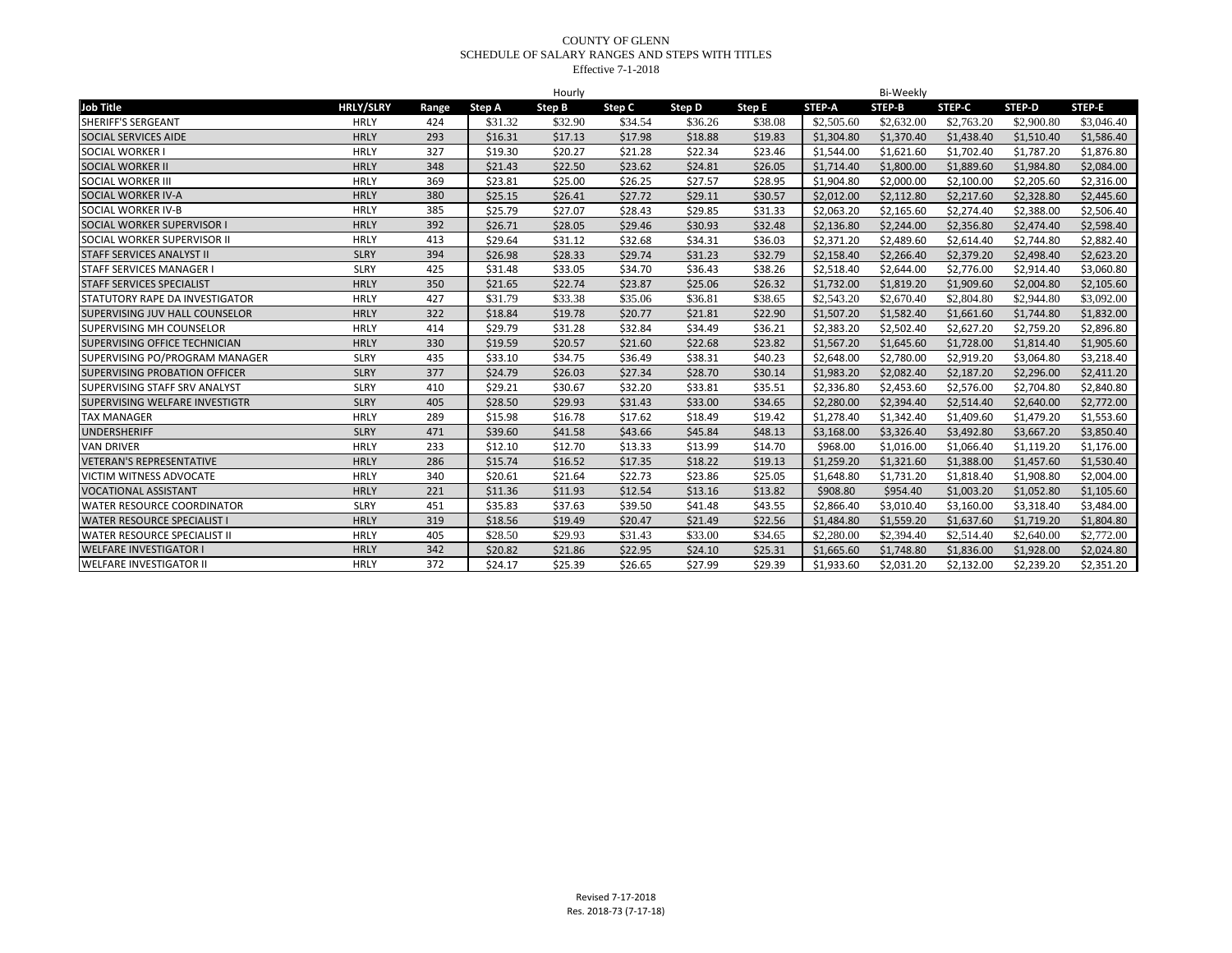COUNTY OF GLENN
SCHEDULE OF SALARY RANGES AND STEPS WITH TITLES
Effective 7-1-2018

| | | | Hourly | | | | | Bi-Weekly | | | | |
|---|---|---|---|---|---|---|---|---|---|---|---|---|
| **Job Title** | **HRLY/SLRY** | **Range** | **Step A** | **Step B** | **Step C** | **Step D** | **Step E** | **STEP-A** | **STEP-B** | **STEP-C** | **STEP-D** | **STEP-E** |
| SHERIFF'S SERGEANT | HRLY | 424 | $31.32 | $32.90 | $34.54 | $36.26 | $38.08 | $2,505.60 | $2,632.00 | $2,763.20 | $2,900.80 | $3,046.40 |
| SOCIAL SERVICES AIDE | HRLY | 293 | $16.31 | $17.13 | $17.98 | $18.88 | $19.83 | $1,304.80 | $1,370.40 | $1,438.40 | $1,510.40 | $1,586.40 |
| SOCIAL WORKER I | HRLY | 327 | $19.30 | $20.27 | $21.28 | $22.34 | $23.46 | $1,544.00 | $1,621.60 | $1,702.40 | $1,787.20 | $1,876.80 |
| SOCIAL WORKER II | HRLY | 348 | $21.43 | $22.50 | $23.62 | $24.81 | $26.05 | $1,714.40 | $1,800.00 | $1,889.60 | $1,984.80 | $2,084.00 |
| SOCIAL WORKER III | HRLY | 369 | $23.81 | $25.00 | $26.25 | $27.57 | $28.95 | $1,904.80 | $2,000.00 | $2,100.00 | $2,205.60 | $2,316.00 |
| SOCIAL WORKER IV-A | HRLY | 380 | $25.15 | $26.41 | $27.72 | $29.11 | $30.57 | $2,012.00 | $2,112.80 | $2,217.60 | $2,328.80 | $2,445.60 |
| SOCIAL WORKER IV-B | HRLY | 385 | $25.79 | $27.07 | $28.43 | $29.85 | $31.33 | $2,063.20 | $2,165.60 | $2,274.40 | $2,388.00 | $2,506.40 |
| SOCIAL WORKER SUPERVISOR I | HRLY | 392 | $26.71 | $28.05 | $29.46 | $30.93 | $32.48 | $2,136.80 | $2,244.00 | $2,356.80 | $2,474.40 | $2,598.40 |
| SOCIAL WORKER SUPERVISOR II | HRLY | 413 | $29.64 | $31.12 | $32.68 | $34.31 | $36.03 | $2,371.20 | $2,489.60 | $2,614.40 | $2,744.80 | $2,882.40 |
| STAFF SERVICES ANALYST II | SLRY | 394 | $26.98 | $28.33 | $29.74 | $31.23 | $32.79 | $2,158.40 | $2,266.40 | $2,379.20 | $2,498.40 | $2,623.20 |
| STAFF SERVICES MANAGER I | SLRY | 425 | $31.48 | $33.05 | $34.70 | $36.43 | $38.26 | $2,518.40 | $2,644.00 | $2,776.00 | $2,914.40 | $3,060.80 |
| STAFF SERVICES SPECIALIST | HRLY | 350 | $21.65 | $22.74 | $23.87 | $25.06 | $26.32 | $1,732.00 | $1,819.20 | $1,909.60 | $2,004.80 | $2,105.60 |
| STATUTORY RAPE DA INVESTIGATOR | HRLY | 427 | $31.79 | $33.38 | $35.06 | $36.81 | $38.65 | $2,543.20 | $2,670.40 | $2,804.80 | $2,944.80 | $3,092.00 |
| SUPERVISING JUV HALL COUNSELOR | HRLY | 322 | $18.84 | $19.78 | $20.77 | $21.81 | $22.90 | $1,507.20 | $1,582.40 | $1,661.60 | $1,744.80 | $1,832.00 |
| SUPERVISING MH COUNSELOR | HRLY | 414 | $29.79 | $31.28 | $32.84 | $34.49 | $36.21 | $2,383.20 | $2,502.40 | $2,627.20 | $2,759.20 | $2,896.80 |
| SUPERVISING OFFICE TECHNICIAN | HRLY | 330 | $19.59 | $20.57 | $21.60 | $22.68 | $23.82 | $1,567.20 | $1,645.60 | $1,728.00 | $1,814.40 | $1,905.60 |
| SUPERVISING PO/PROGRAM MANAGER | SLRY | 435 | $33.10 | $34.75 | $36.49 | $38.31 | $40.23 | $2,648.00 | $2,780.00 | $2,919.20 | $3,064.80 | $3,218.40 |
| SUPERVISING PROBATION OFFICER | SLRY | 377 | $24.79 | $26.03 | $27.34 | $28.70 | $30.14 | $1,983.20 | $2,082.40 | $2,187.20 | $2,296.00 | $2,411.20 |
| SUPERVISING STAFF SRV ANALYST | SLRY | 410 | $29.21 | $30.67 | $32.20 | $33.81 | $35.51 | $2,336.80 | $2,453.60 | $2,576.00 | $2,704.80 | $2,840.80 |
| SUPERVISING WELFARE INVESTIGTR | SLRY | 405 | $28.50 | $29.93 | $31.43 | $33.00 | $34.65 | $2,280.00 | $2,394.40 | $2,514.40 | $2,640.00 | $2,772.00 |
| TAX MANAGER | HRLY | 289 | $15.98 | $16.78 | $17.62 | $18.49 | $19.42 | $1,278.40 | $1,342.40 | $1,409.60 | $1,479.20 | $1,553.60 |
| UNDERSHERIFF | SLRY | 471 | $39.60 | $41.58 | $43.66 | $45.84 | $48.13 | $3,168.00 | $3,326.40 | $3,492.80 | $3,667.20 | $3,850.40 |
| VAN DRIVER | HRLY | 233 | $12.10 | $12.70 | $13.33 | $13.99 | $14.70 | $968.00 | $1,016.00 | $1,066.40 | $1,119.20 | $1,176.00 |
| VETERAN'S REPRESENTATIVE | HRLY | 286 | $15.74 | $16.52 | $17.35 | $18.22 | $19.13 | $1,259.20 | $1,321.60 | $1,388.00 | $1,457.60 | $1,530.40 |
| VICTIM WITNESS ADVOCATE | HRLY | 340 | $20.61 | $21.64 | $22.73 | $23.86 | $25.05 | $1,648.80 | $1,731.20 | $1,818.40 | $1,908.80 | $2,004.00 |
| VOCATIONAL ASSISTANT | HRLY | 221 | $11.36 | $11.93 | $12.54 | $13.16 | $13.82 | $908.80 | $954.40 | $1,003.20 | $1,052.80 | $1,105.60 |
| WATER RESOURCE COORDINATOR | SLRY | 451 | $35.83 | $37.63 | $39.50 | $41.48 | $43.55 | $2,866.40 | $3,010.40 | $3,160.00 | $3,318.40 | $3,484.00 |
| WATER RESOURCE SPECIALIST I | HRLY | 319 | $18.56 | $19.49 | $20.47 | $21.49 | $22.56 | $1,484.80 | $1,559.20 | $1,637.60 | $1,719.20 | $1,804.80 |
| WATER RESOURCE SPECIALIST II | HRLY | 405 | $28.50 | $29.93 | $31.43 | $33.00 | $34.65 | $2,280.00 | $2,394.40 | $2,514.40 | $2,640.00 | $2,772.00 |
| WELFARE INVESTIGATOR I | HRLY | 342 | $20.82 | $21.86 | $22.95 | $24.10 | $25.31 | $1,665.60 | $1,748.80 | $1,836.00 | $1,928.00 | $2,024.80 |
| WELFARE INVESTIGATOR II | HRLY | 372 | $24.17 | $25.39 | $26.65 | $27.99 | $29.39 | $1,933.60 | $2,031.20 | $2,132.00 | $2,239.20 | $2,351.20 |

Revised 7-17-2018
Res. 2018-73 (7-17-18)